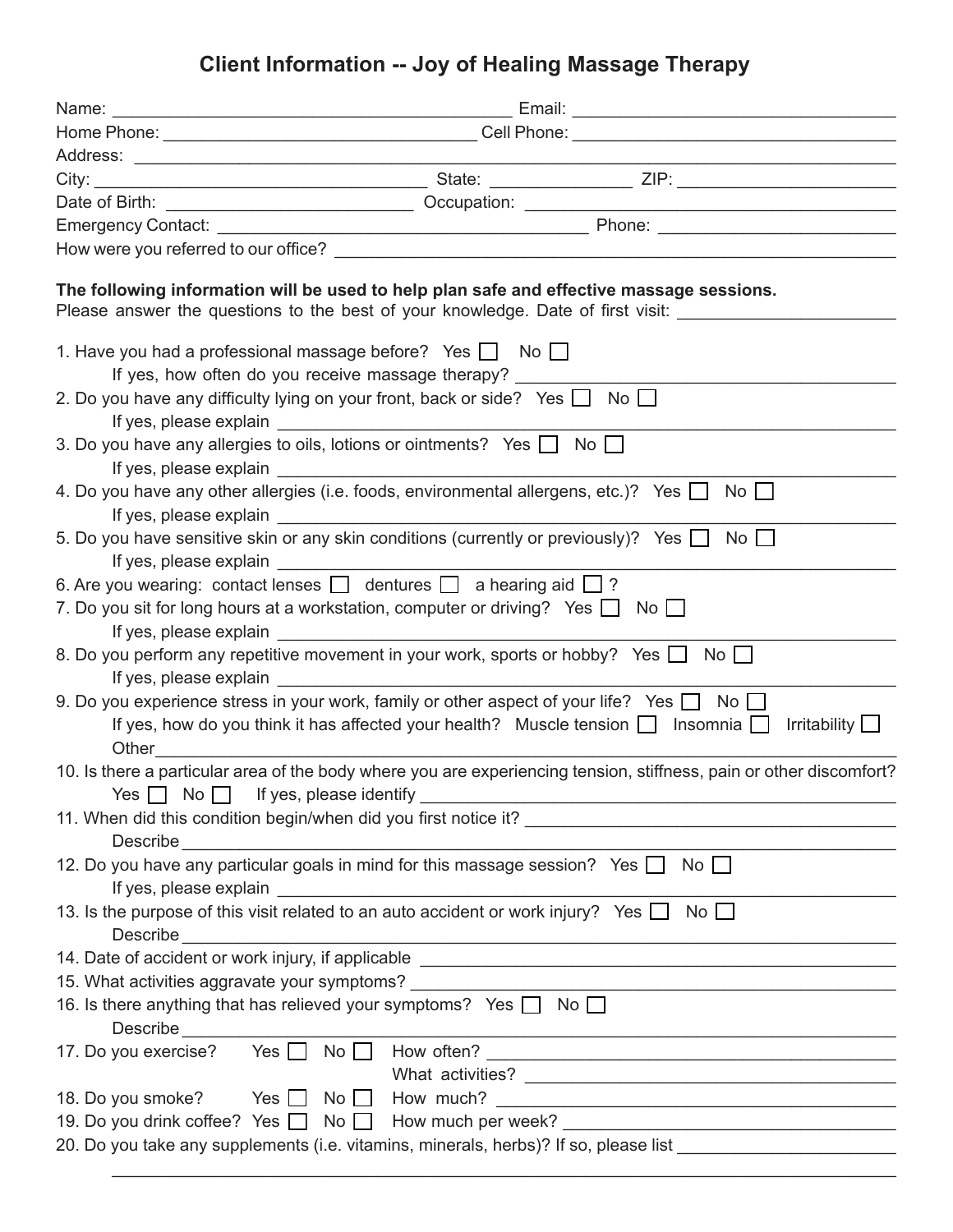# Client Information -- Joy of Healing Massage Therapy

Name: ________________________________ Email: ________________________________

Home Phone: ________________________________ Cell Phone: ________________________________

Address: ________________________________________________________________

City: ________________________________ State: ______________ ZIP: ____________________

Date of Birth: ________________________ Occupation: ________________________________

Emergency Contact: ________________________________ Phone: ________________________

How were you referred to our office? ________________________________________________

**The following information will be used to help plan safe and effective massage sessions.**
Please answer the questions to the best of your knowledge. Date of first visit: ____________________

1. Have you had a professional massage before? Yes ☐ No ☐
   If yes, how often do you receive massage therapy? ________________________________
2. Do you have any difficulty lying on your front, back or side? Yes ☐ No ☐
   If yes, please explain ________________________________________________
3. Do you have any allergies to oils, lotions or ointments? Yes ☐ No ☐
   If yes, please explain ________________________________________________
4. Do you have any other allergies (i.e. foods, environmental allergens, etc.)? Yes ☐ No ☐
   If yes, please explain ________________________________________________
5. Do you have sensitive skin or any skin conditions (currently or previously)? Yes ☐ No ☐
   If yes, please explain ________________________________________________
6. Are you wearing: contact lenses ☐ dentures ☐ a hearing aid ☐ ?
7. Do you sit for long hours at a workstation, computer or driving? Yes ☐ No ☐
   If yes, please explain ________________________________________________
8. Do you perform any repetitive movement in your work, sports or hobby? Yes ☐ No ☐
   If yes, please explain ________________________________________________
9. Do you experience stress in your work, family or other aspect of your life? Yes ☐ No ☐
   If yes, how do you think it has affected your health? Muscle tension ☐ Insomnia ☐ Irritability ☐
   Other________________________________________________________________
10. Is there a particular area of the body where you are experiencing tension, stiffness, pain or other discomfort?
    Yes ☐ No ☐ If yes, please identify ________________________________________________
11. When did this condition begin/when did you first notice it? ________________________________
    Describe ________________________________________________________________
12. Do you have any particular goals in mind for this massage session? Yes ☐ No ☐
    If yes, please explain ________________________________________________
13. Is the purpose of this visit related to an auto accident or work injury? Yes ☐ No ☐
    Describe ________________________________________________________________
14. Date of accident or work injury, if applicable ________________________________________
15. What activities aggravate your symptoms? ________________________________________
16. Is there anything that has relieved your symptoms? Yes ☐ No ☐
    Describe ________________________________________________________________
17. Do you exercise? Yes ☐ No ☐ How often? ________________________________
    What activities? ________________________________
18. Do you smoke? Yes ☐ No ☐ How much? ________________________________
19. Do you drink coffee? Yes ☐ No ☐ How much per week? ________________________________
20. Do you take any supplements (i.e. vitamins, minerals, herbs)? If so, please list ____________________
    ________________________________________________________________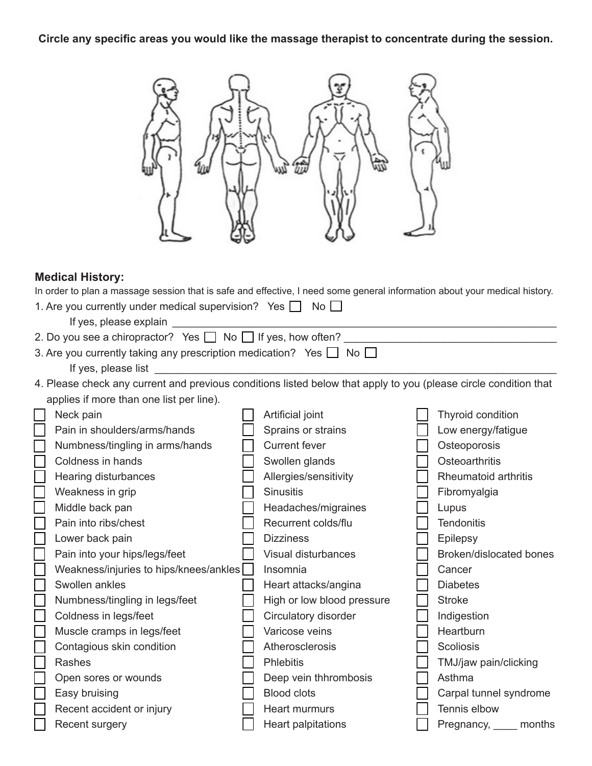**Circle any specific areas you would like the massage therapist to concentrate during the session.**

## Medical History:

In order to plan a massage session that is safe and effective, I need some general information about your medical history.

1. Are you currently under medical supervision? Yes ☐ No ☐
   If yes, please explain ______________________________________________
2. Do you see a chiropractor? Yes ☐ No ☐ If yes, how often? ______________________
3. Are you currently taking any prescription medication? Yes ☐ No ☐
   If yes, please list ______________________________________________
4. Please check any current and previous conditions listed below that apply to you (please circle condition that applies if more than one list per line).

| | | |
|---|---|---|
| ☐ Neck pain | ☐ Artificial joint | ☐ Thyroid condition |
| ☐ Pain in shoulders/arms/hands | ☐ Sprains or strains | ☐ Low energy/fatigue |
| ☐ Numbness/tingling in arms/hands | ☐ Current fever | ☐ Osteoporosis |
| ☐ Coldness in hands | ☐ Swollen glands | ☐ Osteoarthritis |
| ☐ Hearing disturbances | ☐ Allergies/sensitivity | ☐ Rheumatoid arthritis |
| ☐ Weakness in grip | ☐ Sinusitis | ☐ Fibromyalgia |
| ☐ Middle back pan | ☐ Headaches/migraines | ☐ Lupus |
| ☐ Pain into ribs/chest | ☐ Recurrent colds/flu | ☐ Tendonitis |
| ☐ Lower back pain | ☐ Dizziness | ☐ Epilepsy |
| ☐ Pain into your hips/legs/feet | ☐ Visual disturbances | ☐ Broken/dislocated bones |
| ☐ Weakness/injuries to hips/knees/ankles | ☐ Insomnia | ☐ Cancer |
| ☐ Swollen ankles | ☐ Heart attacks/angina | ☐ Diabetes |
| ☐ Numbness/tingling in legs/feet | ☐ High or low blood pressure | ☐ Stroke |
| ☐ Coldness in legs/feet | ☐ Circulatory disorder | ☐ Indigestion |
| ☐ Muscle cramps in legs/feet | ☐ Varicose veins | ☐ Heartburn |
| ☐ Contagious skin condition | ☐ Atherosclerosis | ☐ Scoliosis |
| ☐ Rashes | ☐ Phlebitis | ☐ TMJ/jaw pain/clicking |
| ☐ Open sores or wounds | ☐ Deep vein thhrombosis | ☐ Asthma |
| ☐ Easy bruising | ☐ Blood clots | ☐ Carpal tunnel syndrome |
| ☐ Recent accident or injury | ☐ Heart murmurs | ☐ Tennis elbow |
| ☐ Recent surgery | ☐ Heart palpitations | ☐ Pregnancy, ____ months |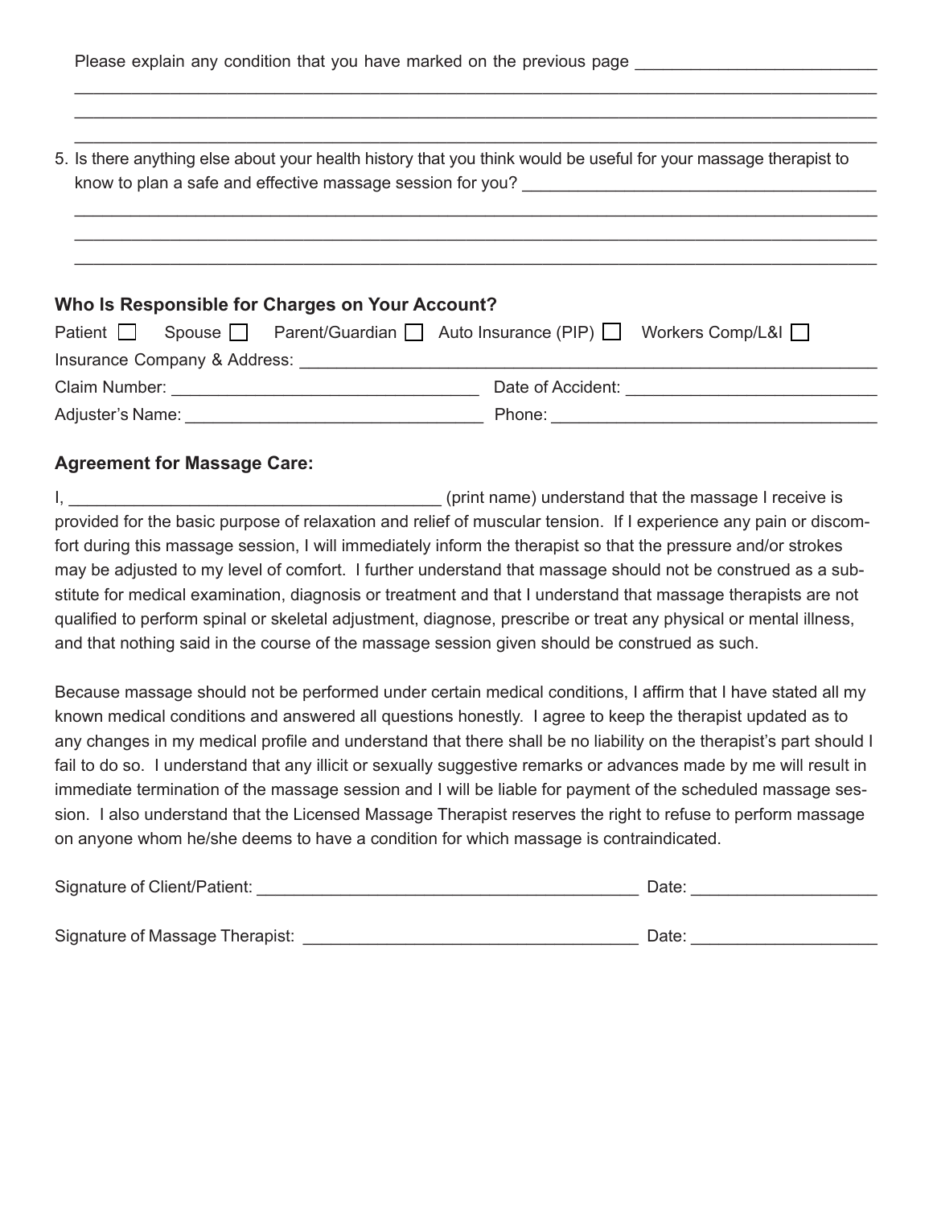Please explain any condition that you have marked on the previous page ____________________________

_____________________________________________________________________________________________

_____________________________________________________________________________________________

_____________________________________________________________________________________________

5. Is there anything else about your health history that you think would be useful for your massage therapist to know to plan a safe and effective massage session for you? ____________________________________

_____________________________________________________________________________________________

_____________________________________________________________________________________________

_____________________________________________________________________________________________

### Who Is Responsible for Charges on Your Account?

Patient ☐ Spouse ☐ Parent/Guardian ☐ Auto Insurance (PIP) ☐ Workers Comp/L&I ☐

Insurance Company & Address: ______________________________________________________________

Claim Number: __________________________________ Date of Accident: ___________________________

Adjuster's Name: ________________________________ Phone: ___________________________________

### Agreement for Massage Care:

I, ________________________________________ (print name) understand that the massage I receive is provided for the basic purpose of relaxation and relief of muscular tension. If I experience any pain or discomfort during this massage session, I will immediately inform the therapist so that the pressure and/or strokes may be adjusted to my level of comfort. I further understand that massage should not be construed as a substitute for medical examination, diagnosis or treatment and that I understand that massage therapists are not qualified to perform spinal or skeletal adjustment, diagnose, prescribe or treat any physical or mental illness, and that nothing said in the course of the massage session given should be construed as such.

Because massage should not be performed under certain medical conditions, I affirm that I have stated all my known medical conditions and answered all questions honestly. I agree to keep the therapist updated as to any changes in my medical profile and understand that there shall be no liability on the therapist's part should I fail to do so. I understand that any illicit or sexually suggestive remarks or advances made by me will result in immediate termination of the massage session and I will be liable for payment of the scheduled massage session. I also understand that the Licensed Massage Therapist reserves the right to refuse to perform massage on anyone whom he/she deems to have a condition for which massage is contraindicated.

Signature of Client/Patient: __________________________________________ Date: ____________________

Signature of Massage Therapist: ______________________________________ Date: ____________________